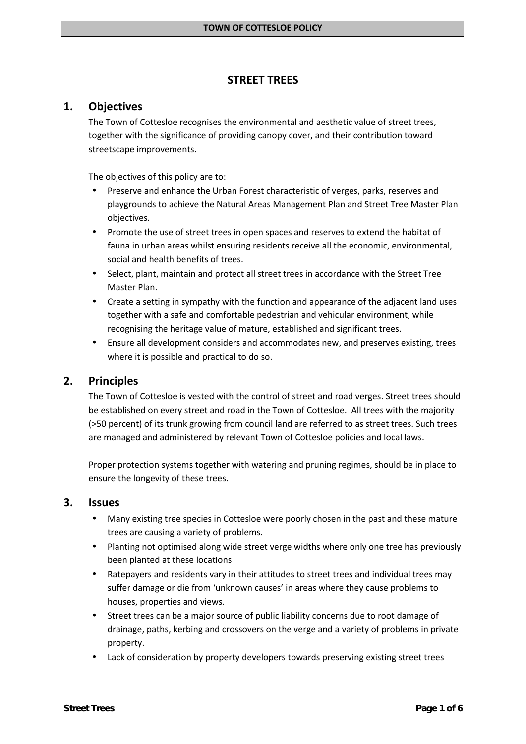# STREET TREES

## 1. Objectives

The Town of Cottesloe recognises the environmental and aesthetic value of street trees, together with the significance of providing canopy cover, and their contribution toward streetscape improvements.

The objectives of this policy are to:

- Preserve and enhance the Urban Forest characteristic of verges, parks, reserves and playgrounds to achieve the Natural Areas Management Plan and Street Tree Master Plan objectives.
- Promote the use of street trees in open spaces and reserves to extend the habitat of fauna in urban areas whilst ensuring residents receive all the economic, environmental, social and health benefits of trees.
- Select, plant, maintain and protect all street trees in accordance with the Street Tree Master Plan.
- Create a setting in sympathy with the function and appearance of the adjacent land uses together with a safe and comfortable pedestrian and vehicular environment, while recognising the heritage value of mature, established and significant trees.
- Ensure all development considers and accommodates new, and preserves existing, trees where it is possible and practical to do so.

## 2. Principles

The Town of Cottesloe is vested with the control of street and road verges. Street trees should be established on every street and road in the Town of Cottesloe. All trees with the majority (>50 percent) of its trunk growing from council land are referred to as street trees. Such trees are managed and administered by relevant Town of Cottesloe policies and local laws.

Proper protection systems together with watering and pruning regimes, should be in place to ensure the longevity of these trees.

## 3. Issues

- Many existing tree species in Cottesloe were poorly chosen in the past and these mature trees are causing a variety of problems.
- Planting not optimised along wide street verge widths where only one tree has previously been planted at these locations
- Ratepayers and residents vary in their attitudes to street trees and individual trees may suffer damage or die from 'unknown causes' in areas where they cause problems to houses, properties and views.
- Street trees can be a major source of public liability concerns due to root damage of drainage, paths, kerbing and crossovers on the verge and a variety of problems in private property.
- Lack of consideration by property developers towards preserving existing street trees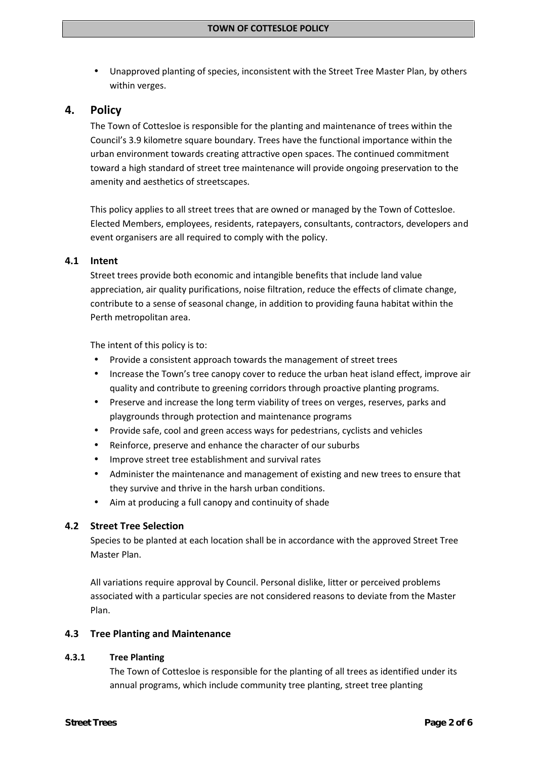- Unapproved planting of species, inconsistent with the Street Tree Master Plan, by others within verges.

## 4. Policy

The Town of Cottesloe is responsible for the planting and maintenance of trees within the Council's 3.9 kilometre square boundary. Trees have the functional importance within the urban environment towards creating attractive open spaces. The continued commitment toward a high standard of street tree maintenance will provide ongoing preservation to the amenity and aesthetics of streetscapes.

This policy applies to all street trees that are owned or managed by the Town of Cottesloe. Elected Members, employees, residents, ratepayers, consultants, contractors, developers and event organisers are all required to comply with the policy.

### 4.1 Intent

Street trees provide both economic and intangible benefits that include land value appreciation, air quality purifications, noise filtration, reduce the effects of climate change, contribute to a sense of seasonal change, in addition to providing fauna habitat within the Perth metropolitan area.

The intent of this policy is to:

- Provide a consistent approach towards the management of street trees
- Increase the Town's tree canopy cover to reduce the urban heat island effect, improve air quality and contribute to greening corridors through proactive planting programs.
- Preserve and increase the long term viability of trees on verges, reserves, parks and playgrounds through protection and maintenance programs
- Provide safe, cool and green access ways for pedestrians, cyclists and vehicles
- Reinforce, preserve and enhance the character of our suburbs
- Improve street tree establishment and survival rates
- Administer the maintenance and management of existing and new trees to ensure that they survive and thrive in the harsh urban conditions.
- Aim at producing a full canopy and continuity of shade

### 4.2 Street Tree Selection

Species to be planted at each location shall be in accordance with the approved Street Tree Master Plan.

All variations require approval by Council. Personal dislike, litter or perceived problems associated with a particular species are not considered reasons to deviate from the Master Plan.

### 4.3 Tree Planting and Maintenance

#### 4.3.1 Tree Planting

The Town of Cottesloe is responsible for the planting of all trees as identified under its annual programs, which include community tree planting, street tree planting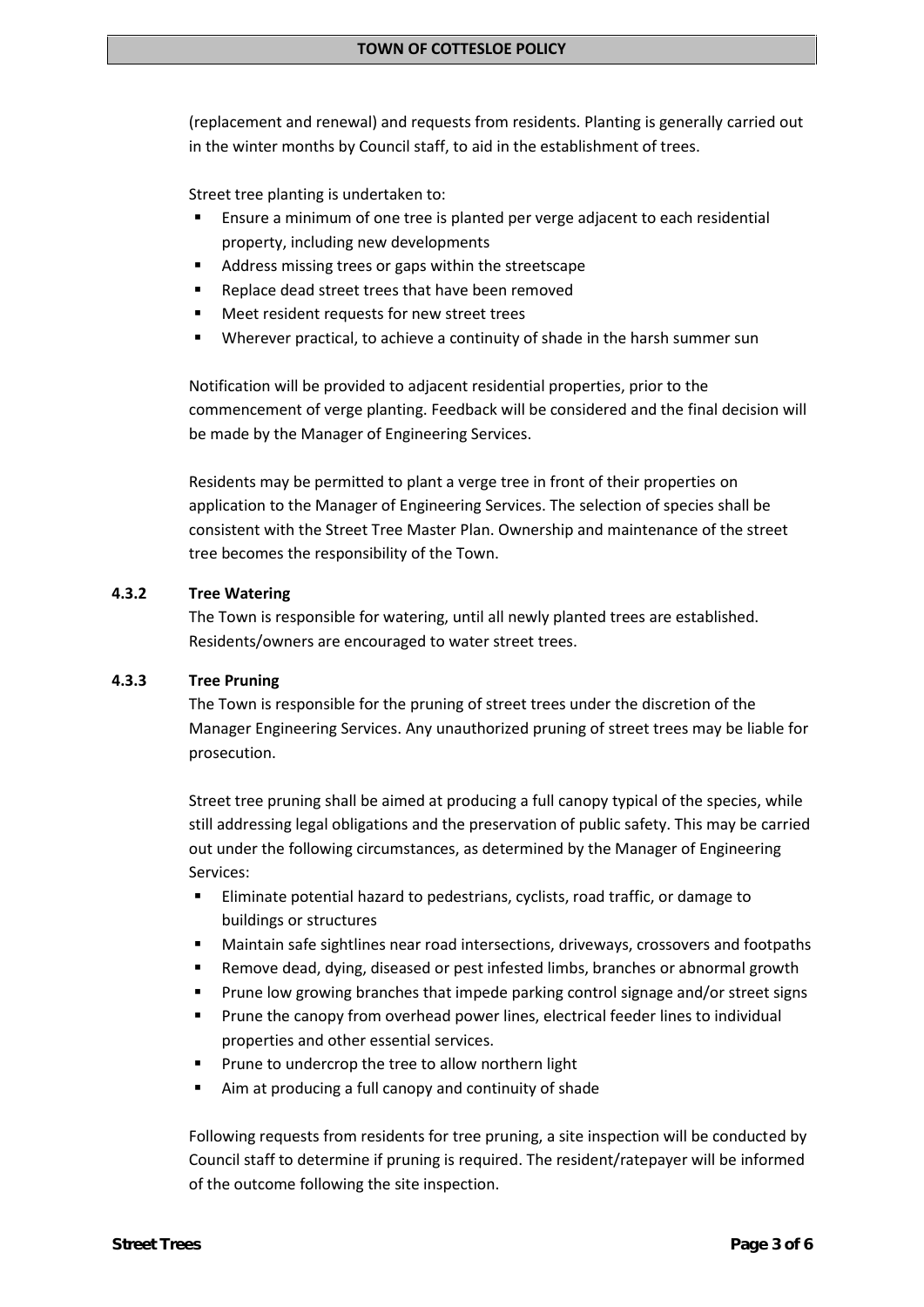(replacement and renewal) and requests from residents. Planting is generally carried out in the winter months by Council staff, to aid in the establishment of trees.

Street tree planting is undertaken to:

- Ensure a minimum of one tree is planted per verge adjacent to each residential property, including new developments
- Address missing trees or gaps within the streetscape
- Replace dead street trees that have been removed
- Meet resident requests for new street trees
- Wherever practical, to achieve a continuity of shade in the harsh summer sun

Notification will be provided to adjacent residential properties, prior to the commencement of verge planting. Feedback will be considered and the final decision will be made by the Manager of Engineering Services.

Residents may be permitted to plant a verge tree in front of their properties on application to the Manager of Engineering Services. The selection of species shall be consistent with the Street Tree Master Plan. Ownership and maintenance of the street tree becomes the responsibility of the Town.

#### 4.3.2 Tree Watering

The Town is responsible for watering, until all newly planted trees are established. Residents/owners are encouraged to water street trees.

#### 4.3.3 Tree Pruning

The Town is responsible for the pruning of street trees under the discretion of the Manager Engineering Services. Any unauthorized pruning of street trees may be liable for prosecution.

Street tree pruning shall be aimed at producing a full canopy typical of the species, while still addressing legal obligations and the preservation of public safety. This may be carried out under the following circumstances, as determined by the Manager of Engineering Services:

- Eliminate potential hazard to pedestrians, cyclists, road traffic, or damage to buildings or structures
- Maintain safe sightlines near road intersections, driveways, crossovers and footpaths
- Remove dead, dying, diseased or pest infested limbs, branches or abnormal growth
- Prune low growing branches that impede parking control signage and/or street signs
- Prune the canopy from overhead power lines, electrical feeder lines to individual properties and other essential services.
- Prune to undercrop the tree to allow northern light
- Aim at producing a full canopy and continuity of shade

Following requests from residents for tree pruning, a site inspection will be conducted by Council staff to determine if pruning is required. The resident/ratepayer will be informed of the outcome following the site inspection.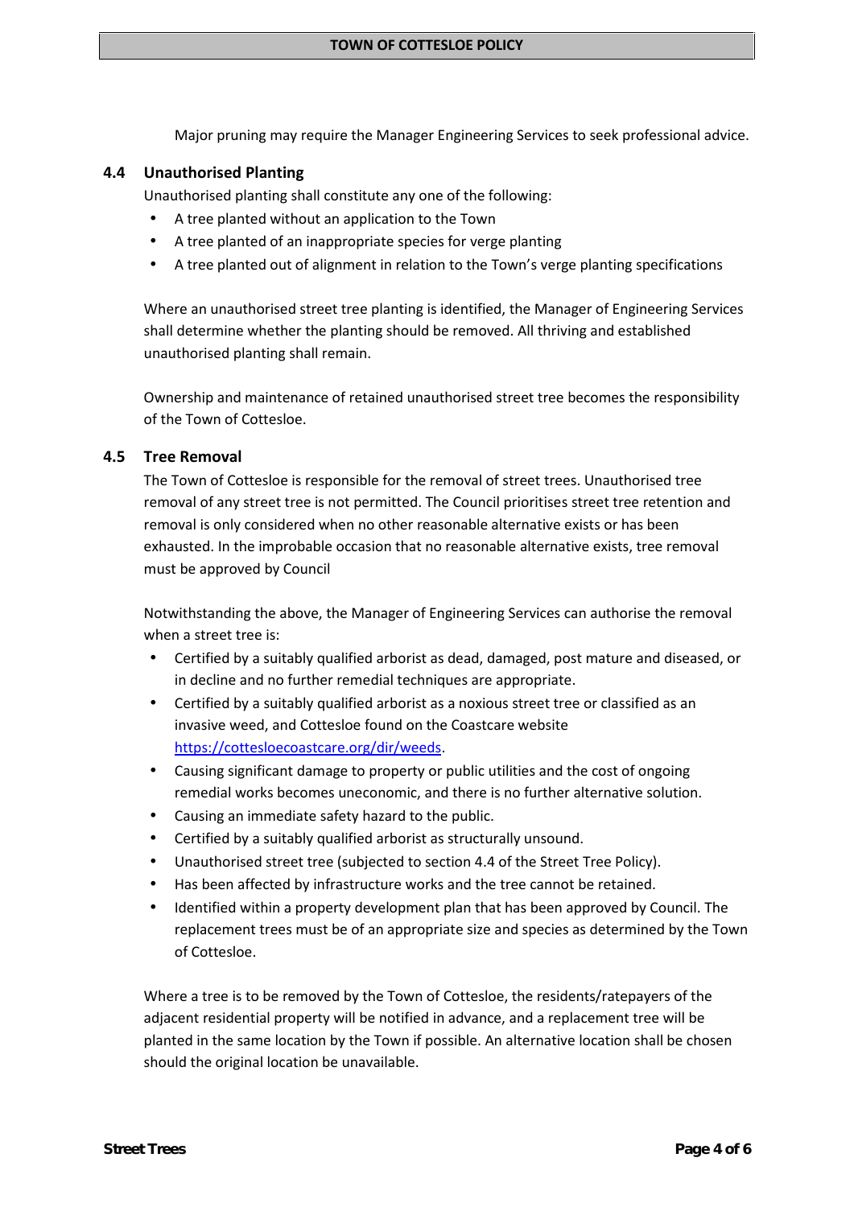Major pruning may require the Manager Engineering Services to seek professional advice.

## 4.4 Unauthorised Planting

Unauthorised planting shall constitute any one of the following:

- A tree planted without an application to the Town
- A tree planted of an inappropriate species for verge planting
- A tree planted out of alignment in relation to the Town's verge planting specifications

Where an unauthorised street tree planting is identified, the Manager of Engineering Services shall determine whether the planting should be removed. All thriving and established unauthorised planting shall remain.

Ownership and maintenance of retained unauthorised street tree becomes the responsibility of the Town of Cottesloe.

## 4.5 Tree Removal

The Town of Cottesloe is responsible for the removal of street trees. Unauthorised tree removal of any street tree is not permitted. The Council prioritises street tree retention and removal is only considered when no other reasonable alternative exists or has been exhausted. In the improbable occasion that no reasonable alternative exists, tree removal must be approved by Council

Notwithstanding the above, the Manager of Engineering Services can authorise the removal when a street tree is:

- Certified by a suitably qualified arborist as dead, damaged, post mature and diseased, or in decline and no further remedial techniques are appropriate.
- Certified by a suitably qualified arborist as a noxious street tree or classified as an invasive weed, and Cottesloe found on the Coastcare website [https://cottesloecoastcare.org/dir/weeds](https://cottesloecoastcare.org/dir/weeds).
- Causing significant damage to property or public utilities and the cost of ongoing remedial works becomes uneconomic, and there is no further alternative solution.
- Causing an immediate safety hazard to the public.
- Certified by a suitably qualified arborist as structurally unsound.
- Unauthorised street tree (subjected to section 4.4 of the Street Tree Policy).
- Has been affected by infrastructure works and the tree cannot be retained.
- Identified within a property development plan that has been approved by Council. The replacement trees must be of an appropriate size and species as determined by the Town of Cottesloe.

Where a tree is to be removed by the Town of Cottesloe, the residents/ratepayers of the adjacent residential property will be notified in advance, and a replacement tree will be planted in the same location by the Town if possible. An alternative location shall be chosen should the original location be unavailable.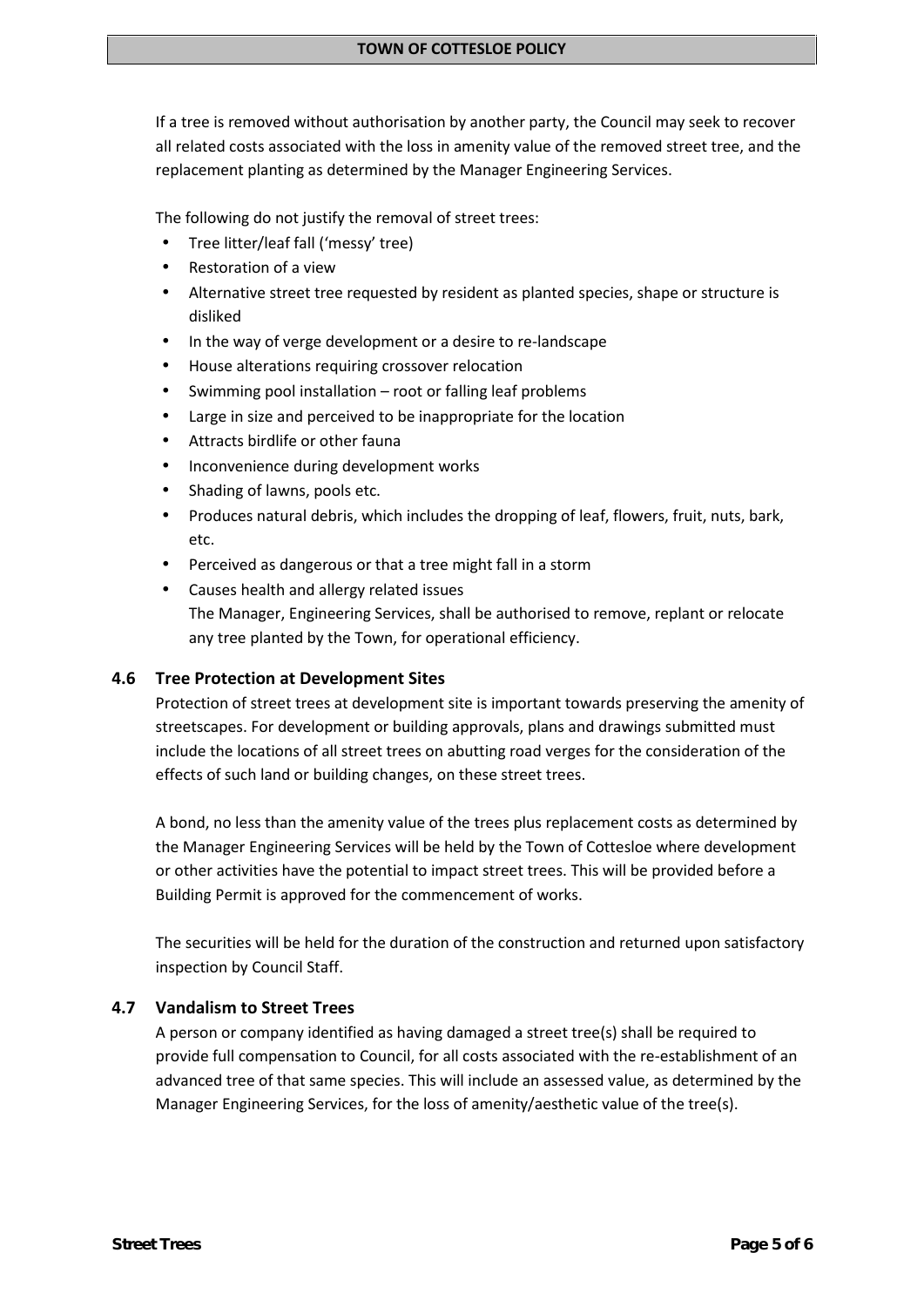If a tree is removed without authorisation by another party, the Council may seek to recover all related costs associated with the loss in amenity value of the removed street tree, and the replacement planting as determined by the Manager Engineering Services.

The following do not justify the removal of street trees:

- Tree litter/leaf fall ('messy' tree)
- Restoration of a view
- Alternative street tree requested by resident as planted species, shape or structure is disliked
- In the way of verge development or a desire to re-landscape
- House alterations requiring crossover relocation
- Swimming pool installation – root or falling leaf problems
- Large in size and perceived to be inappropriate for the location
- Attracts birdlife or other fauna
- Inconvenience during development works
- Shading of lawns, pools etc.
- Produces natural debris, which includes the dropping of leaf, flowers, fruit, nuts, bark, etc.
- Perceived as dangerous or that a tree might fall in a storm
- Causes health and allergy related issues

The Manager, Engineering Services, shall be authorised to remove, replant or relocate any tree planted by the Town, for operational efficiency.

### 4.6 Tree Protection at Development Sites

Protection of street trees at development site is important towards preserving the amenity of streetscapes. For development or building approvals, plans and drawings submitted must include the locations of all street trees on abutting road verges for the consideration of the effects of such land or building changes, on these street trees.

A bond, no less than the amenity value of the trees plus replacement costs as determined by the Manager Engineering Services will be held by the Town of Cottesloe where development or other activities have the potential to impact street trees. This will be provided before a Building Permit is approved for the commencement of works.

The securities will be held for the duration of the construction and returned upon satisfactory inspection by Council Staff.

### 4.7 Vandalism to Street Trees

A person or company identified as having damaged a street tree(s) shall be required to provide full compensation to Council, for all costs associated with the re-establishment of an advanced tree of that same species. This will include an assessed value, as determined by the Manager Engineering Services, for the loss of amenity/aesthetic value of the tree(s).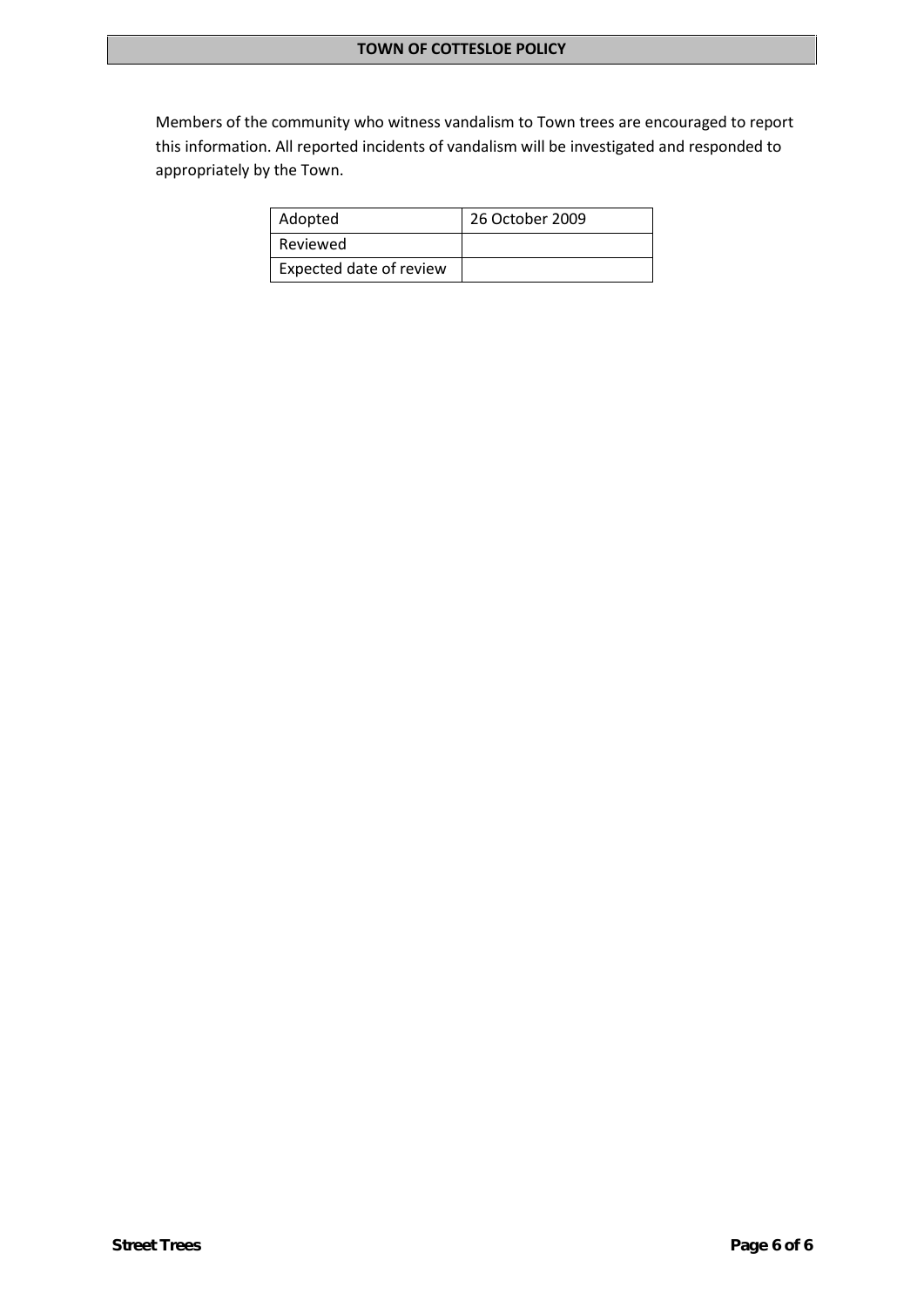Members of the community who witness vandalism to Town trees are encouraged to report this information. All reported incidents of vandalism will be investigated and responded to appropriately by the Town.

| | |
|---|---|
| Adopted | 26 October 2009 |
| Reviewed | |
| Expected date of review | |